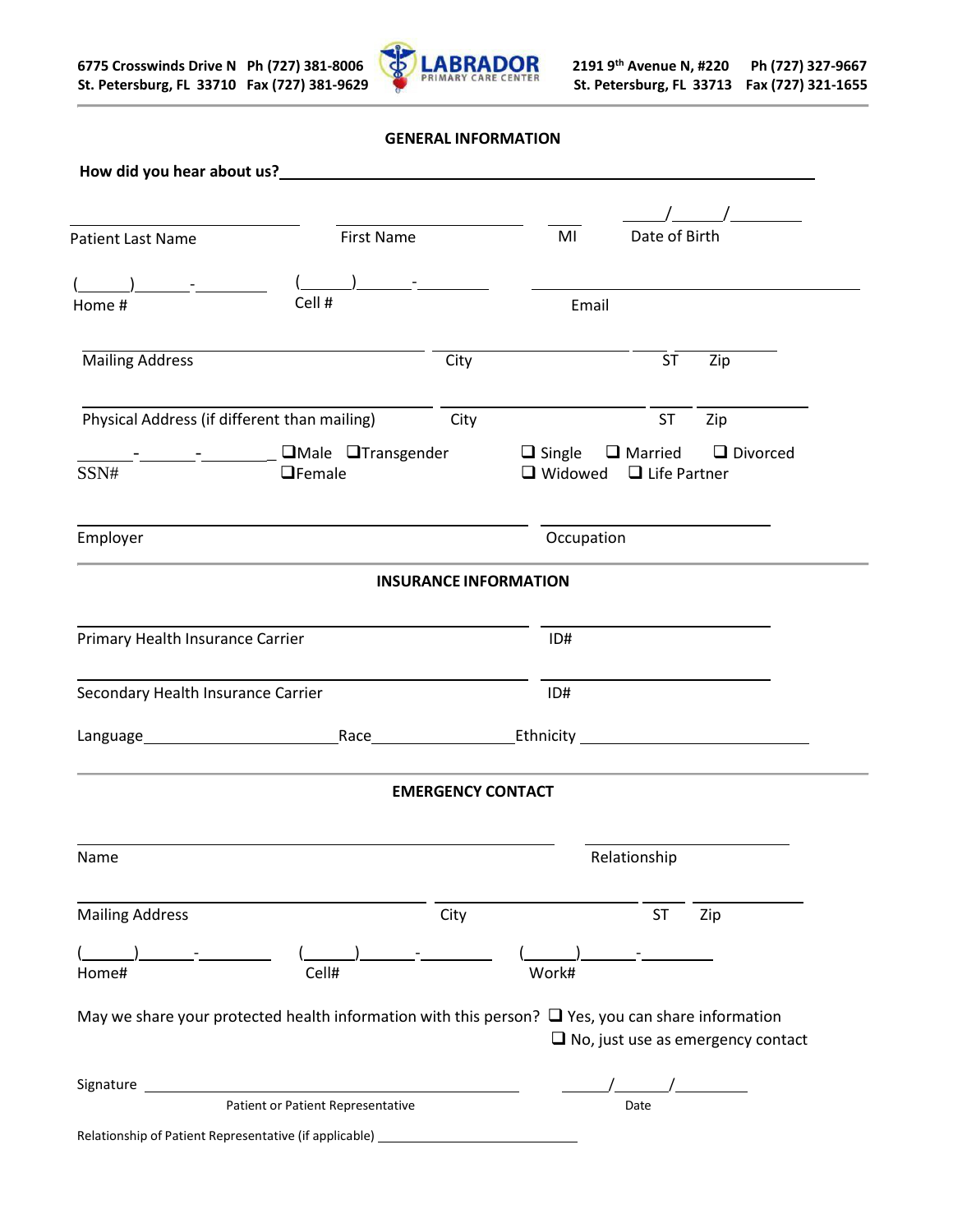6775 Crosswinds Drive N Ph (727) 381-8006
St. Petersburg, FL 33710 Fax (727) 381-9629

**LABRADOR**
PRIMARY CARE CENTER

2191 9th Avenue N, #220 Ph (727) 327-9667
St. Petersburg, FL 33713 Fax (727) 321-1655

## GENERAL INFORMATION

**How did you hear about us?** ______________________________________________

______________________ ______________________ ____ ____/____/________
Patient Last Name First Name MI Date of Birth

(_____)_____-_______ (_____)_____-_______ ______________________________
Home # Cell # Email

______________________________ ______________________ ____ ________
Mailing Address City ST Zip

______________________________ ______________________ ____ ________
Physical Address (if different than mailing) City ST Zip

_____-_____-_______ ❑Male ❑Transgender ❑ Single ❑ Married ❑ Divorced
SSN# ❑Female ❑ Widowed ❑ Life Partner

______________________________________ ______________________
Employer Occupation

## INSURANCE INFORMATION

______________________________________ ______________________
Primary Health Insurance Carrier ID#

______________________________________ ______________________
Secondary Health Insurance Carrier ID#

Language__________________ Race______________ Ethnicity ______________________

## EMERGENCY CONTACT

______________________________________ ______________________
Name Relationship

______________________________ ______________________ ____ ________
Mailing Address City ST Zip

(_____)_____-_______ (_____)_____-_______ (_____)_____-_______
Home# Cell# Work#

May we share your protected health information with this person? ❑ Yes, you can share information
❑ No, just use as emergency contact

Signature ______________________________________ ____/____/________
Patient or Patient Representative Date

Relationship of Patient Representative (if applicable) ______________________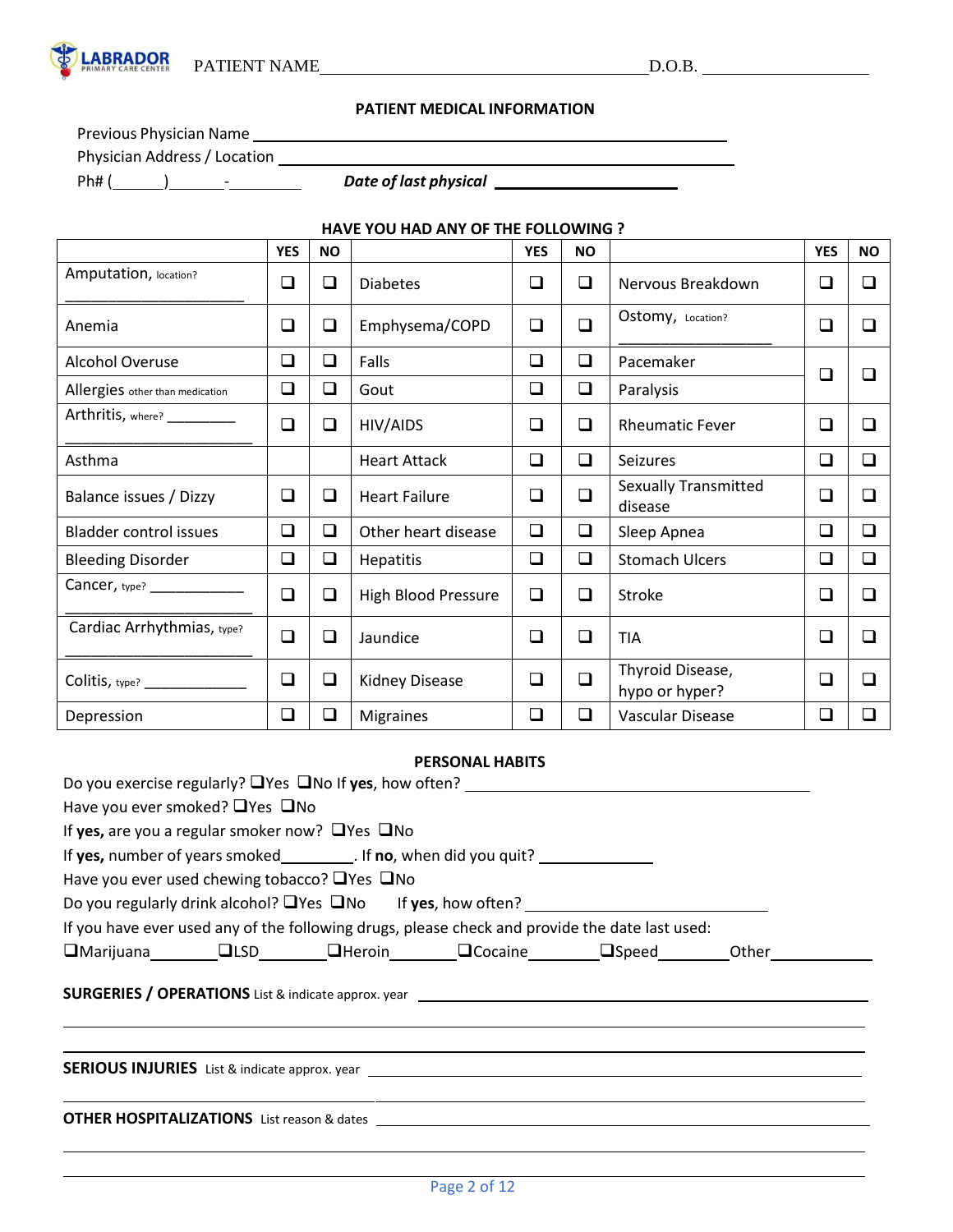LABRADOR PRIMARY CARE CENTER PATIENT NAME_______________________________________ D.O.B. ____________________

## PATIENT MEDICAL INFORMATION

Previous Physician Name ________________________________________________

Physician Address / Location ________________________________________________

Ph# (______)_______-_________ ***Date of last physical*** ______________________

### HAVE YOU HAD ANY OF THE FOLLOWING ?

| | YES | NO | | YES | NO | | YES | NO |
|---|---|---|---|---|---|---|---|---|
| Amputation, location? ____________________ | ❑ | ❑ | Diabetes | ❑ | ❑ | Nervous Breakdown | ❑ | ❑ |
| Anemia | ❑ | ❑ | Emphysema/COPD | ❑ | ❑ | Ostomy, Location? ________________ | ❑ | ❑ |
| Alcohol Overuse | ❑ | ❑ | Falls | ❑ | ❑ | Pacemaker | ❑ | ❑ |
| Allergies other than medication | ❑ | ❑ | Gout | ❑ | ❑ | Paralysis | | |
| Arthritis, where? ________ ____________________ | ❑ | ❑ | HIV/AIDS | ❑ | ❑ | Rheumatic Fever | ❑ | ❑ |
| Asthma | | | Heart Attack | ❑ | ❑ | Seizures | ❑ | ❑ |
| Balance issues / Dizzy | ❑ | ❑ | Heart Failure | ❑ | ❑ | Sexually Transmitted disease | ❑ | ❑ |
| Bladder control issues | ❑ | ❑ | Other heart disease | ❑ | ❑ | Sleep Apnea | ❑ | ❑ |
| Bleeding Disorder | ❑ | ❑ | Hepatitis | ❑ | ❑ | Stomach Ulcers | ❑ | ❑ |
| Cancer, type? ___________ ____________________ | ❑ | ❑ | High Blood Pressure | ❑ | ❑ | Stroke | ❑ | ❑ |
| Cardiac Arrhythmias, type? ____________________ | ❑ | ❑ | Jaundice | ❑ | ❑ | TIA | ❑ | ❑ |
| Colitis, type? ____________ | ❑ | ❑ | Kidney Disease | ❑ | ❑ | Thyroid Disease, hypo or hyper? | ❑ | ❑ |
| Depression | ❑ | ❑ | Migraines | ❑ | ❑ | Vascular Disease | ❑ | ❑ |

### PERSONAL HABITS

Do you exercise regularly? ❑Yes ❑No If **yes**, how often? ________________________________________

Have you ever smoked? ❑Yes ❑No

If **yes,** are you a regular smoker now? ❑Yes ❑No

If **yes,** number of years smoked_________. If **no**, when did you quit? _____________

Have you ever used chewing tobacco? ❑Yes ❑No

Do you regularly drink alcohol? ❑Yes ❑No If **yes**, how often? ____________________________

If you have ever used any of the following drugs, please check and provide the date last used:

❑Marijuana________ ❑LSD________ ❑Heroin________ ❑Cocaine________ ❑Speed________ Other____________

**SURGERIES / OPERATIONS** List & indicate approx. year ________________________________________________

________________________________________________________________________________

________________________________________________________________________________

**SERIOUS INJURIES** List & indicate approx. year ________________________________________________

________________________________________________________________________________

**OTHER HOSPITALIZATIONS** List reason & dates ________________________________________________

________________________________________________________________________________

________________________________________________________________________________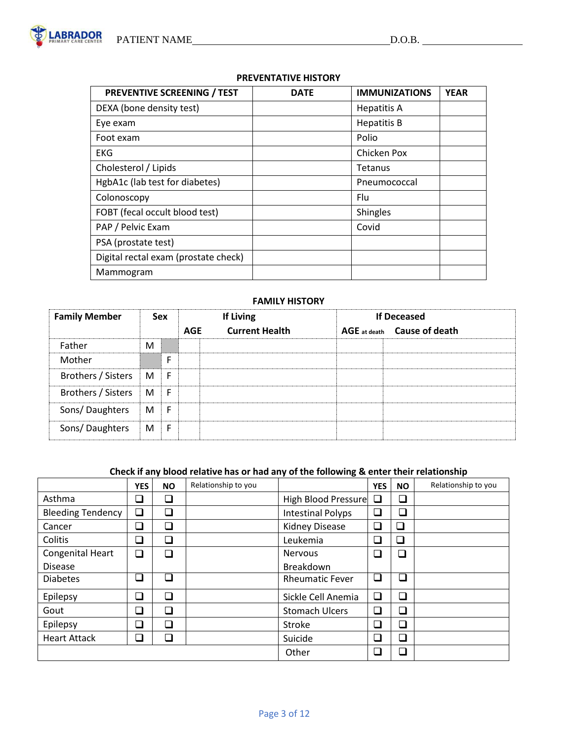PATIENT NAME_______________________________________ D.O.B. ___________________

## PREVENTATIVE HISTORY

| PREVENTIVE SCREENING / TEST | DATE | IMMUNIZATIONS | YEAR |
|---|---|---|---|
| DEXA (bone density test) | | Hepatitis A | |
| Eye exam | | Hepatitis B | |
| Foot exam | | Polio | |
| EKG | | Chicken Pox | |
| Cholesterol / Lipids | | Tetanus | |
| HgbA1c (lab test for diabetes) | | Pneumococcal | |
| Colonoscopy | | Flu | |
| FOBT (fecal occult blood test) | | Shingles | |
| PAP / Pelvic Exam | | Covid | |
| PSA (prostate test) | | | |
| Digital rectal exam (prostate check) | | | |
| Mammogram | | | |

## FAMILY HISTORY

| Family Member | Sex | | If Living | | If Deceased | |
|---|---|---|---|---|---|---|
| | | | AGE | Current Health | AGE at death | Cause of death |
| Father | M | | | | | |
| Mother | | F | | | | |
| Brothers / Sisters | M | F | | | | |
| Brothers / Sisters | M | F | | | | |
| Sons/ Daughters | M | F | | | | |
| Sons/ Daughters | M | F | | | | |

**Check if any blood relative has or had any of the following & enter their relationship**

| | YES | NO | Relationship to you | | YES | NO | Relationship to you |
|---|---|---|---|---|---|---|---|
| Asthma | ❑ | ❑ | | High Blood Pressure | ❑ | ❑ | |
| Bleeding Tendency | ❑ | ❑ | | Intestinal Polyps | ❑ | ❑ | |
| Cancer | ❑ | ❑ | | Kidney Disease | ❑ | ❑ | |
| Colitis | ❑ | ❑ | | Leukemia | ❑ | ❑ | |
| Congenital Heart Disease | ❑ | ❑ | | Nervous Breakdown | ❑ | ❑ | |
| Diabetes | ❑ | ❑ | | Rheumatic Fever | ❑ | ❑ | |
| Epilepsy | ❑ | ❑ | | Sickle Cell Anemia | ❑ | ❑ | |
| Gout | ❑ | ❑ | | Stomach Ulcers | ❑ | ❑ | |
| Epilepsy | ❑ | ❑ | | Stroke | ❑ | ❑ | |
| Heart Attack | ❑ | ❑ | | Suicide | ❑ | ❑ | |
| | | | | Other | ❑ | ❑ | |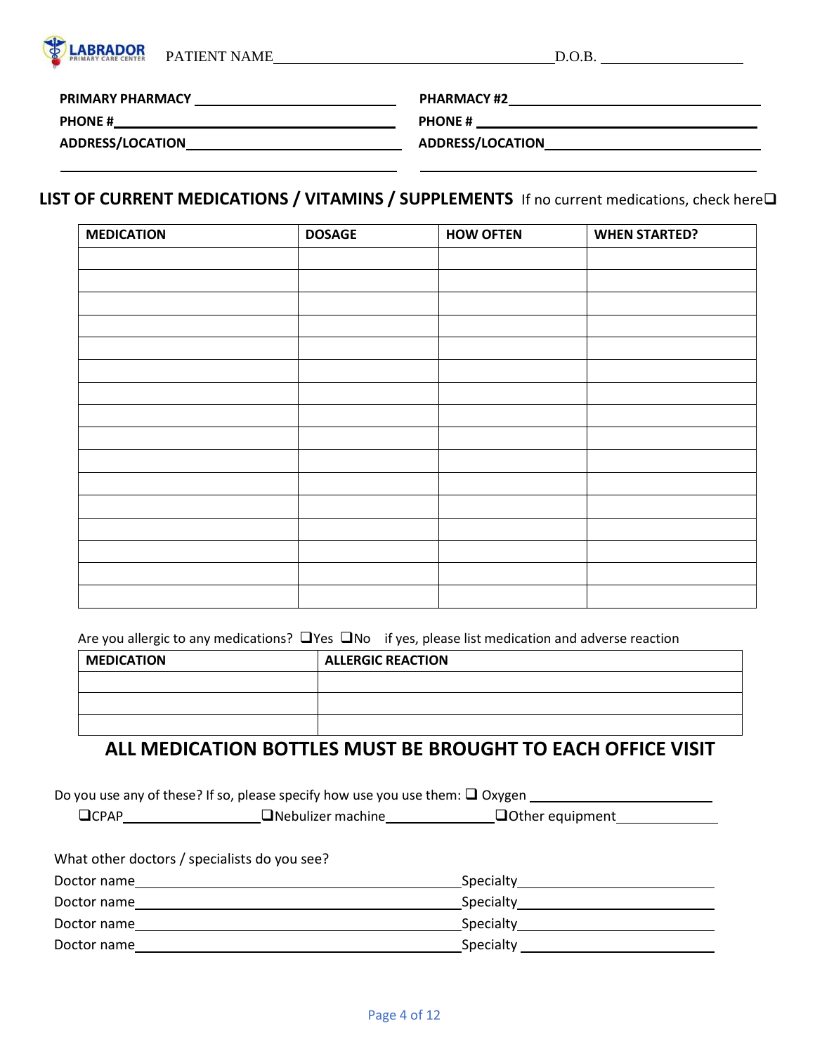PATIENT NAME\_\_\_\_\_\_\_\_\_\_\_\_\_\_\_\_\_\_\_\_\_\_\_\_\_\_\_\_\_\_\_\_\_\_\_\_\_\_\_\_ D.O.B. \_\_\_\_\_\_\_\_\_\_\_\_\_\_\_\_\_\_\_\_

**PRIMARY PHARMACY** \_\_\_\_\_\_\_\_\_\_\_\_\_\_\_\_\_\_\_\_\_\_\_\_\_\_\_\_\_\_

**PHONE #**\_\_\_\_\_\_\_\_\_\_\_\_\_\_\_\_\_\_\_\_\_\_\_\_\_\_\_\_\_\_\_\_\_\_\_\_\_

**ADDRESS/LOCATION**\_\_\_\_\_\_\_\_\_\_\_\_\_\_\_\_\_\_\_\_\_\_\_\_\_\_\_\_\_

\_\_\_\_\_\_\_\_\_\_\_\_\_\_\_\_\_\_\_\_\_\_\_\_\_\_\_\_\_\_\_\_\_\_\_\_\_\_\_\_\_\_\_\_\_\_\_\_\_\_\_\_\_

**PHARMACY #2**\_\_\_\_\_\_\_\_\_\_\_\_\_\_\_\_\_\_\_\_\_\_\_\_\_\_\_\_\_\_\_\_\_\_\_\_\_\_

**PHONE #** \_\_\_\_\_\_\_\_\_\_\_\_\_\_\_\_\_\_\_\_\_\_\_\_\_\_\_\_\_\_\_\_\_\_\_\_\_\_\_\_\_\_

**ADDRESS/LOCATION**\_\_\_\_\_\_\_\_\_\_\_\_\_\_\_\_\_\_\_\_\_\_\_\_\_\_\_\_\_\_\_\_\_

\_\_\_\_\_\_\_\_\_\_\_\_\_\_\_\_\_\_\_\_\_\_\_\_\_\_\_\_\_\_\_\_\_\_\_\_\_\_\_\_\_\_\_\_\_\_\_\_\_\_\_\_\_\_

## LIST OF CURRENT MEDICATIONS / VITAMINS / SUPPLEMENTS

If no current medications, check here❑

| MEDICATION | DOSAGE | HOW OFTEN | WHEN STARTED? |
|---|---|---|---|
| | | | |
| | | | |
| | | | |
| | | | |
| | | | |
| | | | |
| | | | |
| | | | |
| | | | |
| | | | |
| | | | |
| | | | |
| | | | |
| | | | |
| | | | |
| | | | |

Are you allergic to any medications? ❑Yes ❑No if yes, please list medication and adverse reaction

| MEDICATION | ALLERGIC REACTION |
|---|---|
| | |
| | |
| | |

## ALL MEDICATION BOTTLES MUST BE BROUGHT TO EACH OFFICE VISIT

Do you use any of these? If so, please specify how use you use them: ❑ Oxygen \_\_\_\_\_\_\_\_\_\_\_\_\_\_\_\_\_\_\_\_\_\_\_\_\_\_

❑CPAP\_\_\_\_\_\_\_\_\_\_\_\_\_\_\_\_\_\_\_\_ ❑Nebulizer machine\_\_\_\_\_\_\_\_\_\_\_\_\_\_\_\_ ❑Other equipment\_\_\_\_\_\_\_\_\_\_\_\_\_\_\_

What other doctors / specialists do you see?

Doctor name\_\_\_\_\_\_\_\_\_\_\_\_\_\_\_\_\_\_\_\_\_\_\_\_\_\_\_\_\_\_\_\_\_\_\_\_\_\_\_\_\_\_\_\_\_\_\_\_ Specialty\_\_\_\_\_\_\_\_\_\_\_\_\_\_\_\_\_\_\_\_\_\_\_\_\_\_\_\_\_\_

Doctor name\_\_\_\_\_\_\_\_\_\_\_\_\_\_\_\_\_\_\_\_\_\_\_\_\_\_\_\_\_\_\_\_\_\_\_\_\_\_\_\_\_\_\_\_\_\_\_\_ Specialty\_\_\_\_\_\_\_\_\_\_\_\_\_\_\_\_\_\_\_\_\_\_\_\_\_\_\_\_\_\_

Doctor name\_\_\_\_\_\_\_\_\_\_\_\_\_\_\_\_\_\_\_\_\_\_\_\_\_\_\_\_\_\_\_\_\_\_\_\_\_\_\_\_\_\_\_\_\_\_\_\_ Specialty\_\_\_\_\_\_\_\_\_\_\_\_\_\_\_\_\_\_\_\_\_\_\_\_\_\_\_\_\_\_

Doctor name\_\_\_\_\_\_\_\_\_\_\_\_\_\_\_\_\_\_\_\_\_\_\_\_\_\_\_\_\_\_\_\_\_\_\_\_\_\_\_\_\_\_\_\_\_\_\_\_ Specialty \_\_\_\_\_\_\_\_\_\_\_\_\_\_\_\_\_\_\_\_\_\_\_\_\_\_\_\_\_\_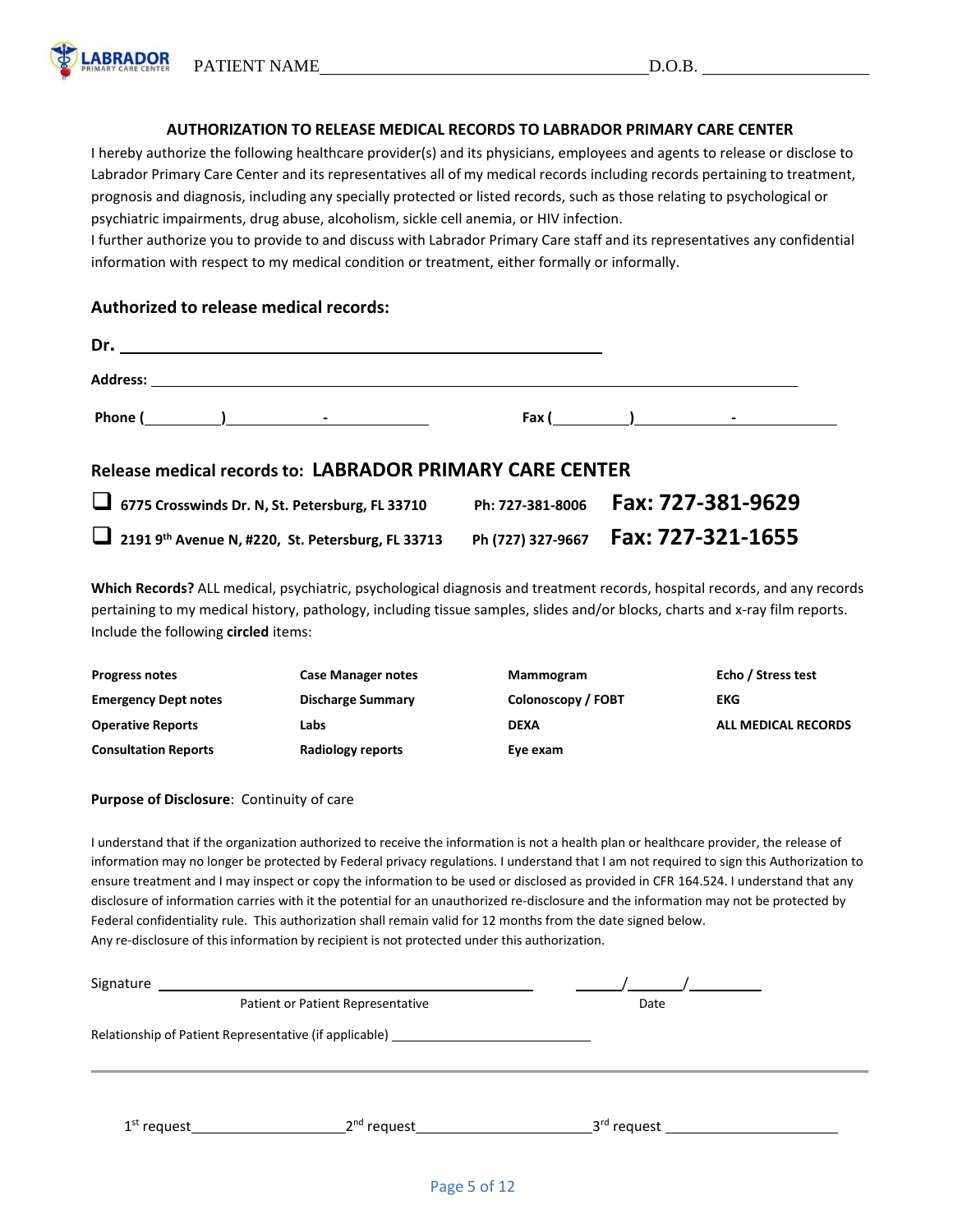PATIENT NAME________________________________ D.O.B. ________________

## AUTHORIZATION TO RELEASE MEDICAL RECORDS TO LABRADOR PRIMARY CARE CENTER

I hereby authorize the following healthcare provider(s) and its physicians, employees and agents to release or disclose to Labrador Primary Care Center and its representatives all of my medical records including records pertaining to treatment, prognosis and diagnosis, including any specially protected or listed records, such as those relating to psychological or psychiatric impairments, drug abuse, alcoholism, sickle cell anemia, or HIV infection.

I further authorize you to provide to and discuss with Labrador Primary Care staff and its representatives any confidential information with respect to my medical condition or treatment, either formally or informally.

### Authorized to release medical records:

**Dr.** ________________________________________________

**Address:** ________________________________________________________________

**Phone (**________**)**__________**-**__________ **Fax (**________**)**__________**-**__________

### Release medical records to: LABRADOR PRIMARY CARE CENTER

- ☐ **6775 Crosswinds Dr. N, St. Petersburg, FL 33710** **Ph: 727-381-8006** **Fax: 727-381-9629**
- ☐ **2191 9th Avenue N, #220, St. Petersburg, FL 33713** **Ph (727) 327-9667** **Fax: 727-321-1655**

**Which Records?** ALL medical, psychiatric, psychological diagnosis and treatment records, hospital records, and any records pertaining to my medical history, pathology, including tissue samples, slides and/or blocks, charts and x-ray film reports. Include the following **circled** items:

| | | | |
|---|---|---|---|
| **Progress notes** | **Case Manager notes** | **Mammogram** | **Echo / Stress test** |
| **Emergency Dept notes** | **Discharge Summary** | **Colonoscopy / FOBT** | **EKG** |
| **Operative Reports** | **Labs** | **DEXA** | **ALL MEDICAL RECORDS** |
| **Consultation Reports** | **Radiology reports** | **Eye exam** | |

**Purpose of Disclosure**: Continuity of care

I understand that if the organization authorized to receive the information is not a health plan or healthcare provider, the release of information may no longer be protected by Federal privacy regulations. I understand that I am not required to sign this Authorization to ensure treatment and I may inspect or copy the information to be used or disclosed as provided in CFR 164.524. I understand that any disclosure of information carries with it the potential for an unauthorized re-disclosure and the information may not be protected by Federal confidentiality rule. This authorization shall remain valid for 12 months from the date signed below.
Any re-disclosure of this information by recipient is not protected under this authorization.

Signature ________________________________________ ______/______/________
Patient or Patient Representative Date

Relationship of Patient Representative (if applicable) ______________________

---

1st request____________________ 2nd request______________________ 3rd request ______________________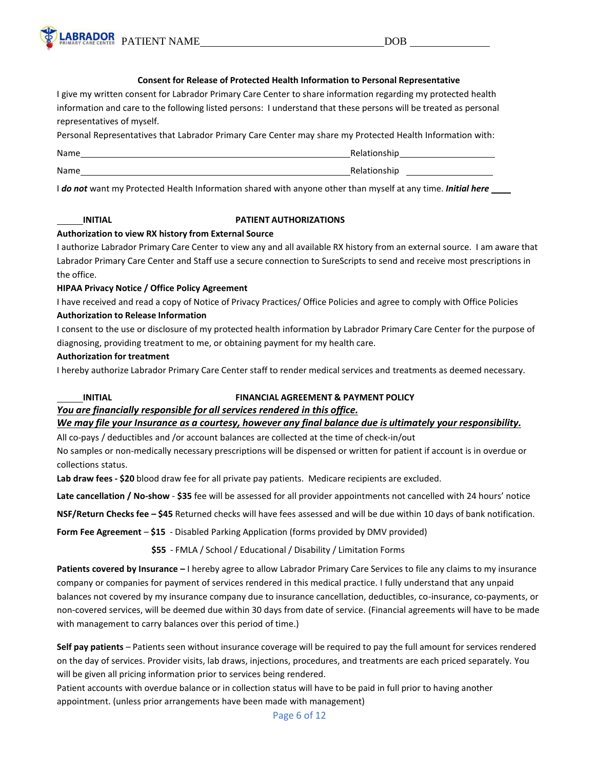PATIENT NAME\_\_\_\_\_\_\_\_\_\_\_\_\_\_\_\_\_\_\_\_\_\_\_\_\_\_\_\_\_\_\_\_ DOB \_\_\_\_\_\_\_\_\_\_\_\_\_\_

### Consent for Release of Protected Health Information to Personal Representative

I give my written consent for Labrador Primary Care Center to share information regarding my protected health information and care to the following listed persons: I understand that these persons will be treated as personal representatives of myself.

Personal Representatives that Labrador Primary Care Center may share my Protected Health Information with:

Name\_\_\_\_\_\_\_\_\_\_\_\_\_\_\_\_\_\_\_\_\_\_\_\_\_\_\_\_\_\_\_\_\_\_\_\_\_\_\_\_\_\_\_\_\_\_\_\_ Relationship\_\_\_\_\_\_\_\_\_\_\_\_\_\_\_\_\_\_

Name\_\_\_\_\_\_\_\_\_\_\_\_\_\_\_\_\_\_\_\_\_\_\_\_\_\_\_\_\_\_\_\_\_\_\_\_\_\_\_\_\_\_\_\_\_\_\_\_ Relationship \_\_\_\_\_\_\_\_\_\_\_\_\_\_\_\_\_\_

I ***do not*** want my Protected Health Information shared with anyone other than myself at any time. ***Initial here*** \_\_\_\_

\_\_\_\_\_ **INITIAL** **PATIENT AUTHORIZATIONS**

**Authorization to view RX history from External Source**

I authorize Labrador Primary Care Center to view any and all available RX history from an external source. I am aware that Labrador Primary Care Center and Staff use a secure connection to SureScripts to send and receive most prescriptions in the office.

**HIPAA Privacy Notice / Office Policy Agreement**

I have received and read a copy of Notice of Privacy Practices/ Office Policies and agree to comply with Office Policies

**Authorization to Release Information**

I consent to the use or disclosure of my protected health information by Labrador Primary Care Center for the purpose of diagnosing, providing treatment to me, or obtaining payment for my health care.

**Authorization for treatment**

I hereby authorize Labrador Primary Care Center staff to render medical services and treatments as deemed necessary.

\_\_\_\_\_ **INITIAL** **FINANCIAL AGREEMENT & PAYMENT POLICY**

***<u>You are financially responsible for all services rendered in this office.</u>***

***<u>We may file your Insurance as a courtesy, however any final balance due is ultimately your responsibility.</u>***

All co-pays / deductibles and /or account balances are collected at the time of check-in/out

No samples or non-medically necessary prescriptions will be dispensed or written for patient if account is in overdue or collections status.

**Lab draw fees - $20** blood draw fee for all private pay patients. Medicare recipients are excluded.

**Late cancellation / No-show** - **$35** fee will be assessed for all provider appointments not cancelled with 24 hours' notice

**NSF/Return Checks fee – $45** Returned checks will have fees assessed and will be due within 10 days of bank notification.

**Form Fee Agreement** – **$15** - Disabled Parking Application (forms provided by DMV provided)

**$55** - FMLA / School / Educational / Disability / Limitation Forms

**Patients covered by Insurance –** I hereby agree to allow Labrador Primary Care Services to file any claims to my insurance company or companies for payment of services rendered in this medical practice. I fully understand that any unpaid balances not covered by my insurance company due to insurance cancellation, deductibles, co-insurance, co-payments, or non-covered services, will be deemed due within 30 days from date of service. (Financial agreements will have to be made with management to carry balances over this period of time.)

**Self pay patients** – Patients seen without insurance coverage will be required to pay the full amount for services rendered on the day of services. Provider visits, lab draws, injections, procedures, and treatments are each priced separately. You will be given all pricing information prior to services being rendered.

Patient accounts with overdue balance or in collection status will have to be paid in full prior to having another appointment. (unless prior arrangements have been made with management)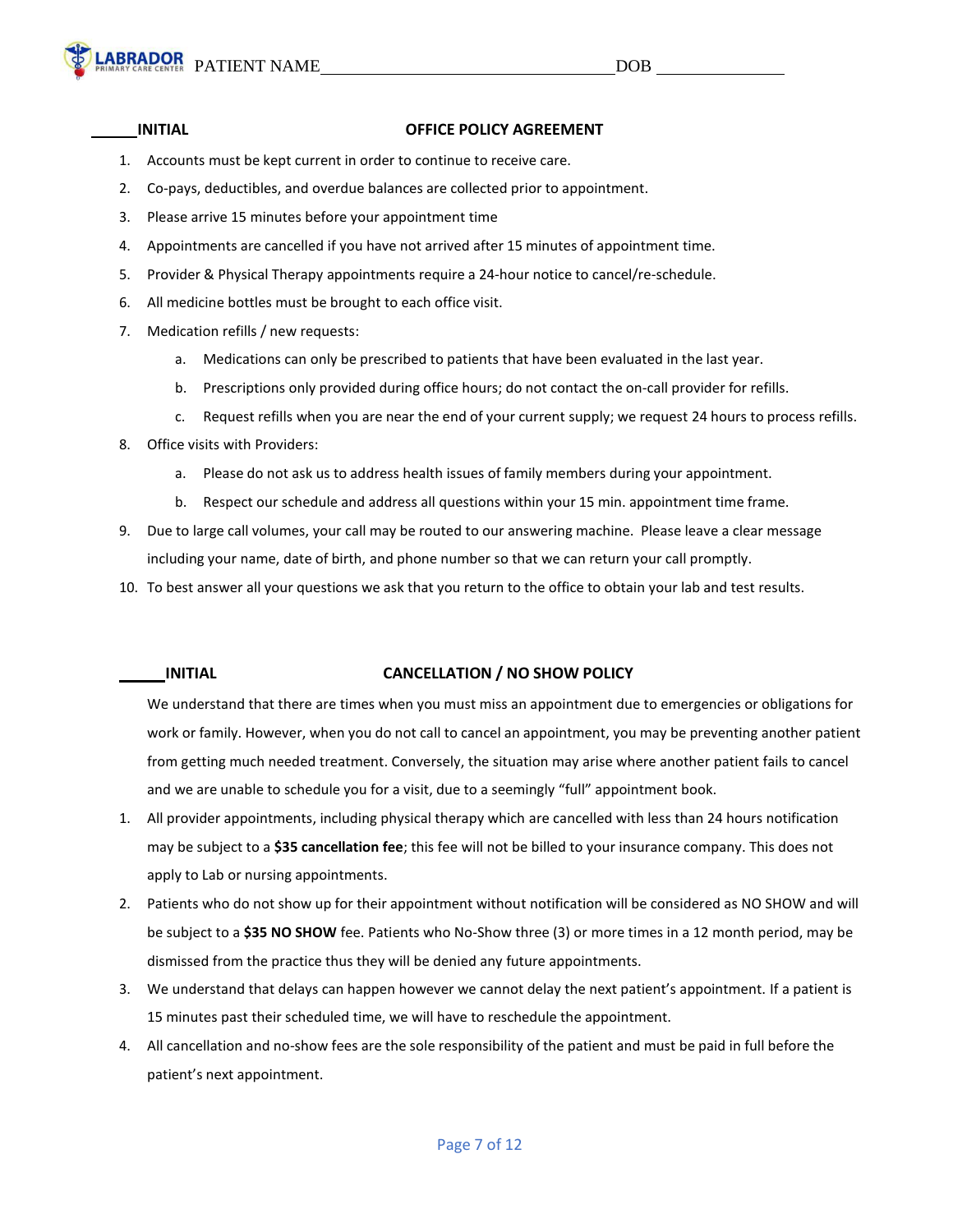PATIENT NAME\_\_\_\_\_\_\_\_\_\_\_\_\_\_\_\_\_\_\_\_\_\_\_\_\_\_\_\_\_\_ DOB \_\_\_\_\_\_\_\_\_\_\_\_\_\_

\_\_\_\_\_**INITIAL** **OFFICE POLICY AGREEMENT**

1. Accounts must be kept current in order to continue to receive care.
2. Co-pays, deductibles, and overdue balances are collected prior to appointment.
3. Please arrive 15 minutes before your appointment time
4. Appointments are cancelled if you have not arrived after 15 minutes of appointment time.
5. Provider & Physical Therapy appointments require a 24-hour notice to cancel/re-schedule.
6. All medicine bottles must be brought to each office visit.
7. Medication refills / new requests:
   a. Medications can only be prescribed to patients that have been evaluated in the last year.
   b. Prescriptions only provided during office hours; do not contact the on-call provider for refills.
   c. Request refills when you are near the end of your current supply; we request 24 hours to process refills.
8. Office visits with Providers:
   a. Please do not ask us to address health issues of family members during your appointment.
   b. Respect our schedule and address all questions within your 15 min. appointment time frame.
9. Due to large call volumes, your call may be routed to our answering machine. Please leave a clear message including your name, date of birth, and phone number so that we can return your call promptly.
10. To best answer all your questions we ask that you return to the office to obtain your lab and test results.

\_\_\_\_\_**INITIAL** **CANCELLATION / NO SHOW POLICY**

We understand that there are times when you must miss an appointment due to emergencies or obligations for work or family. However, when you do not call to cancel an appointment, you may be preventing another patient from getting much needed treatment. Conversely, the situation may arise where another patient fails to cancel and we are unable to schedule you for a visit, due to a seemingly "full" appointment book.

1. All provider appointments, including physical therapy which are cancelled with less than 24 hours notification may be subject to a **$35 cancellation fee**; this fee will not be billed to your insurance company. This does not apply to Lab or nursing appointments.
2. Patients who do not show up for their appointment without notification will be considered as NO SHOW and will be subject to a **$35 NO SHOW** fee. Patients who No-Show three (3) or more times in a 12 month period, may be dismissed from the practice thus they will be denied any future appointments.
3. We understand that delays can happen however we cannot delay the next patient's appointment. If a patient is 15 minutes past their scheduled time, we will have to reschedule the appointment.
4. All cancellation and no-show fees are the sole responsibility of the patient and must be paid in full before the patient's next appointment.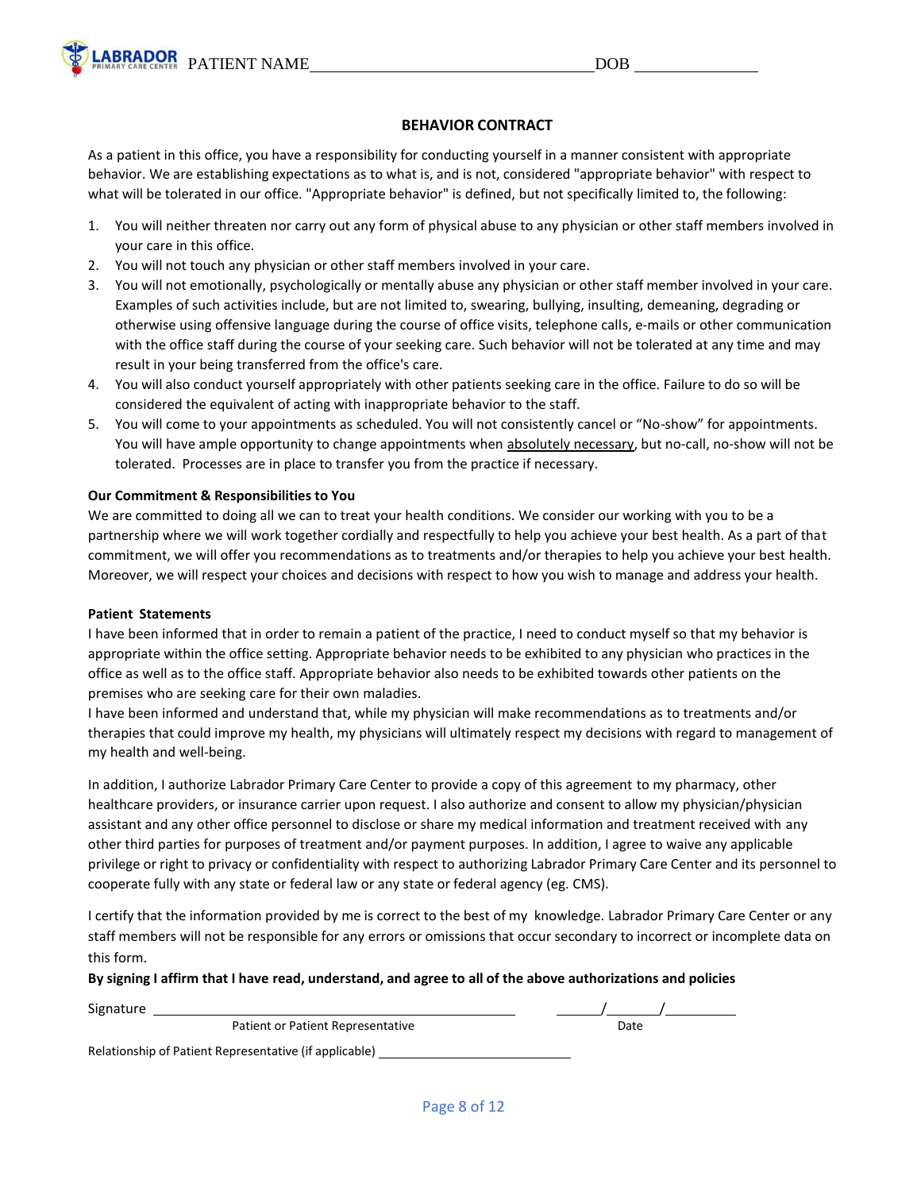PATIENT NAME\_\_\_\_\_\_\_\_\_\_\_\_\_\_\_\_\_\_\_\_\_\_\_\_\_\_\_\_\_\_\_\_ DOB \_\_\_\_\_\_\_\_\_\_\_\_\_\_

## BEHAVIOR CONTRACT

As a patient in this office, you have a responsibility for conducting yourself in a manner consistent with appropriate behavior. We are establishing expectations as to what is, and is not, considered "appropriate behavior" with respect to what will be tolerated in our office. "Appropriate behavior" is defined, but not specifically limited to, the following:

1. You will neither threaten nor carry out any form of physical abuse to any physician or other staff members involved in your care in this office.
2. You will not touch any physician or other staff members involved in your care.
3. You will not emotionally, psychologically or mentally abuse any physician or other staff member involved in your care. Examples of such activities include, but are not limited to, swearing, bullying, insulting, demeaning, degrading or otherwise using offensive language during the course of office visits, telephone calls, e-mails or other communication with the office staff during the course of your seeking care. Such behavior will not be tolerated at any time and may result in your being transferred from the office's care.
4. You will also conduct yourself appropriately with other patients seeking care in the office. Failure to do so will be considered the equivalent of acting with inappropriate behavior to the staff.
5. You will come to your appointments as scheduled. You will not consistently cancel or "No-show" for appointments. You will have ample opportunity to change appointments when <u>absolutely necessary</u>, but no-call, no-show will not be tolerated. Processes are in place to transfer you from the practice if necessary.

**Our Commitment & Responsibilities to You**

We are committed to doing all we can to treat your health conditions. We consider our working with you to be a partnership where we will work together cordially and respectfully to help you achieve your best health. As a part of that commitment, we will offer you recommendations as to treatments and/or therapies to help you achieve your best health. Moreover, we will respect your choices and decisions with respect to how you wish to manage and address your health.

**Patient Statements**

I have been informed that in order to remain a patient of the practice, I need to conduct myself so that my behavior is appropriate within the office setting. Appropriate behavior needs to be exhibited to any physician who practices in the office as well as to the office staff. Appropriate behavior also needs to be exhibited towards other patients on the premises who are seeking care for their own maladies.

I have been informed and understand that, while my physician will make recommendations as to treatments and/or therapies that could improve my health, my physicians will ultimately respect my decisions with regard to management of my health and well-being.

In addition, I authorize Labrador Primary Care Center to provide a copy of this agreement to my pharmacy, other healthcare providers, or insurance carrier upon request. I also authorize and consent to allow my physician/physician assistant and any other office personnel to disclose or share my medical information and treatment received with any other third parties for purposes of treatment and/or payment purposes. In addition, I agree to waive any applicable privilege or right to privacy or confidentiality with respect to authorizing Labrador Primary Care Center and its personnel to cooperate fully with any state or federal law or any state or federal agency (eg. CMS).

I certify that the information provided by me is correct to the best of my knowledge. Labrador Primary Care Center or any staff members will not be responsible for any errors or omissions that occur secondary to incorrect or incomplete data on this form.

**By signing I affirm that I have read, understand, and agree to all of the above authorizations and policies**

Signature \_\_\_\_\_\_\_\_\_\_\_\_\_\_\_\_\_\_\_\_\_\_\_\_\_\_\_\_\_\_\_\_\_\_\_\_\_\_\_\_\_\_ \_\_\_\_\_/\_\_\_\_\_/\_\_\_\_\_\_\_
Patient or Patient Representative Date

Relationship of Patient Representative (if applicable) \_\_\_\_\_\_\_\_\_\_\_\_\_\_\_\_\_\_\_\_\_\_\_\_\_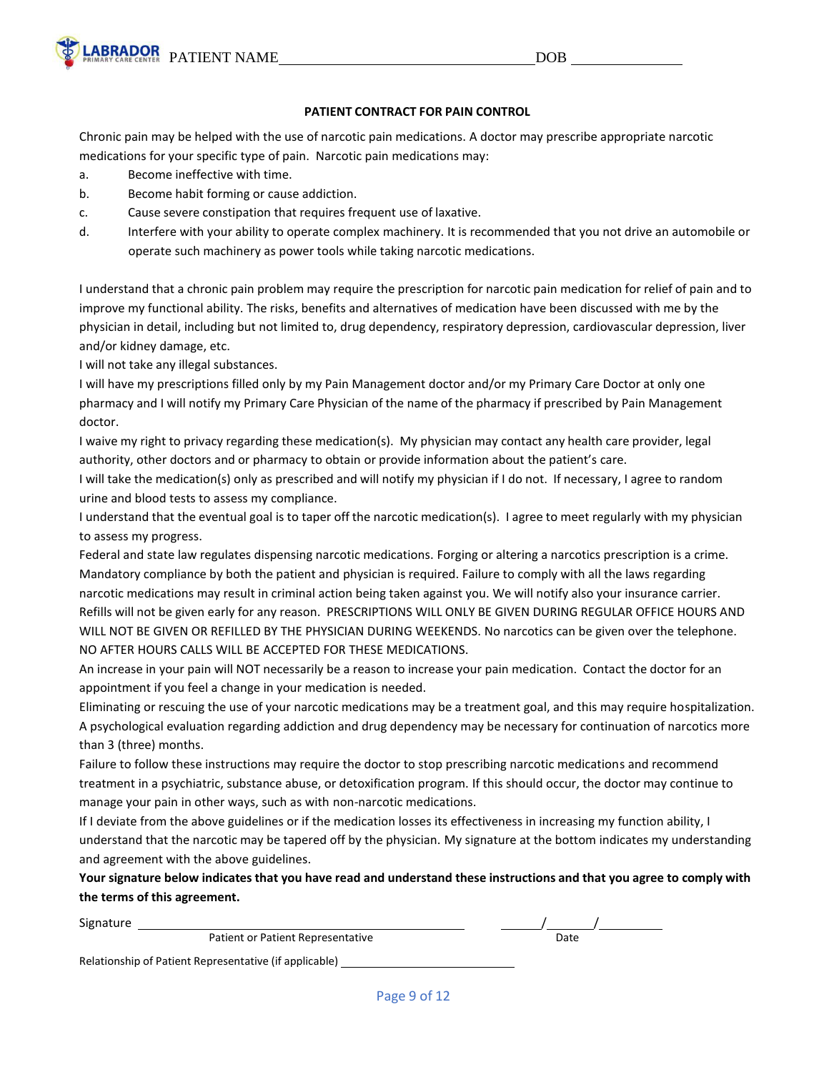LABRADOR PRIMARY CARE CENTER PATIENT NAME\_\_\_\_\_\_\_\_\_\_\_\_\_\_\_\_\_\_\_\_\_\_\_\_\_\_\_\_\_\_\_\_ DOB \_\_\_\_\_\_\_\_\_\_\_\_\_\_

**PATIENT CONTRACT FOR PAIN CONTROL**

Chronic pain may be helped with the use of narcotic pain medications. A doctor may prescribe appropriate narcotic medications for your specific type of pain. Narcotic pain medications may:

a. Become ineffective with time.
b. Become habit forming or cause addiction.
c. Cause severe constipation that requires frequent use of laxative.
d. Interfere with your ability to operate complex machinery. It is recommended that you not drive an automobile or operate such machinery as power tools while taking narcotic medications.

I understand that a chronic pain problem may require the prescription for narcotic pain medication for relief of pain and to improve my functional ability. The risks, benefits and alternatives of medication have been discussed with me by the physician in detail, including but not limited to, drug dependency, respiratory depression, cardiovascular depression, liver and/or kidney damage, etc.

I will not take any illegal substances.

I will have my prescriptions filled only by my Pain Management doctor and/or my Primary Care Doctor at only one pharmacy and I will notify my Primary Care Physician of the name of the pharmacy if prescribed by Pain Management doctor.

I waive my right to privacy regarding these medication(s). My physician may contact any health care provider, legal authority, other doctors and or pharmacy to obtain or provide information about the patient's care.

I will take the medication(s) only as prescribed and will notify my physician if I do not. If necessary, I agree to random urine and blood tests to assess my compliance.

I understand that the eventual goal is to taper off the narcotic medication(s). I agree to meet regularly with my physician to assess my progress.

Federal and state law regulates dispensing narcotic medications. Forging or altering a narcotics prescription is a crime. Mandatory compliance by both the patient and physician is required. Failure to comply with all the laws regarding narcotic medications may result in criminal action being taken against you. We will notify also your insurance carrier.

Refills will not be given early for any reason. PRESCRIPTIONS WILL ONLY BE GIVEN DURING REGULAR OFFICE HOURS AND WILL NOT BE GIVEN OR REFILLED BY THE PHYSICIAN DURING WEEKENDS. No narcotics can be given over the telephone. NO AFTER HOURS CALLS WILL BE ACCEPTED FOR THESE MEDICATIONS.

An increase in your pain will NOT necessarily be a reason to increase your pain medication. Contact the doctor for an appointment if you feel a change in your medication is needed.

Eliminating or rescuing the use of your narcotic medications may be a treatment goal, and this may require hospitalization.

A psychological evaluation regarding addiction and drug dependency may be necessary for continuation of narcotics more than 3 (three) months.

Failure to follow these instructions may require the doctor to stop prescribing narcotic medications and recommend treatment in a psychiatric, substance abuse, or detoxification program. If this should occur, the doctor may continue to manage your pain in other ways, such as with non-narcotic medications.

If I deviate from the above guidelines or if the medication losses its effectiveness in increasing my function ability, I understand that the narcotic may be tapered off by the physician. My signature at the bottom indicates my understanding and agreement with the above guidelines.

**Your signature below indicates that you have read and understand these instructions and that you agree to comply with the terms of this agreement.**

Signature \_\_\_\_\_\_\_\_\_\_\_\_\_\_\_\_\_\_\_\_\_\_\_\_\_\_\_\_\_\_\_\_\_\_\_\_\_\_\_\_ \_\_\_\_\_/\_\_\_\_\_/\_\_\_\_\_\_\_
Patient or Patient Representative Date

Relationship of Patient Representative (if applicable) \_\_\_\_\_\_\_\_\_\_\_\_\_\_\_\_\_\_\_\_\_\_\_\_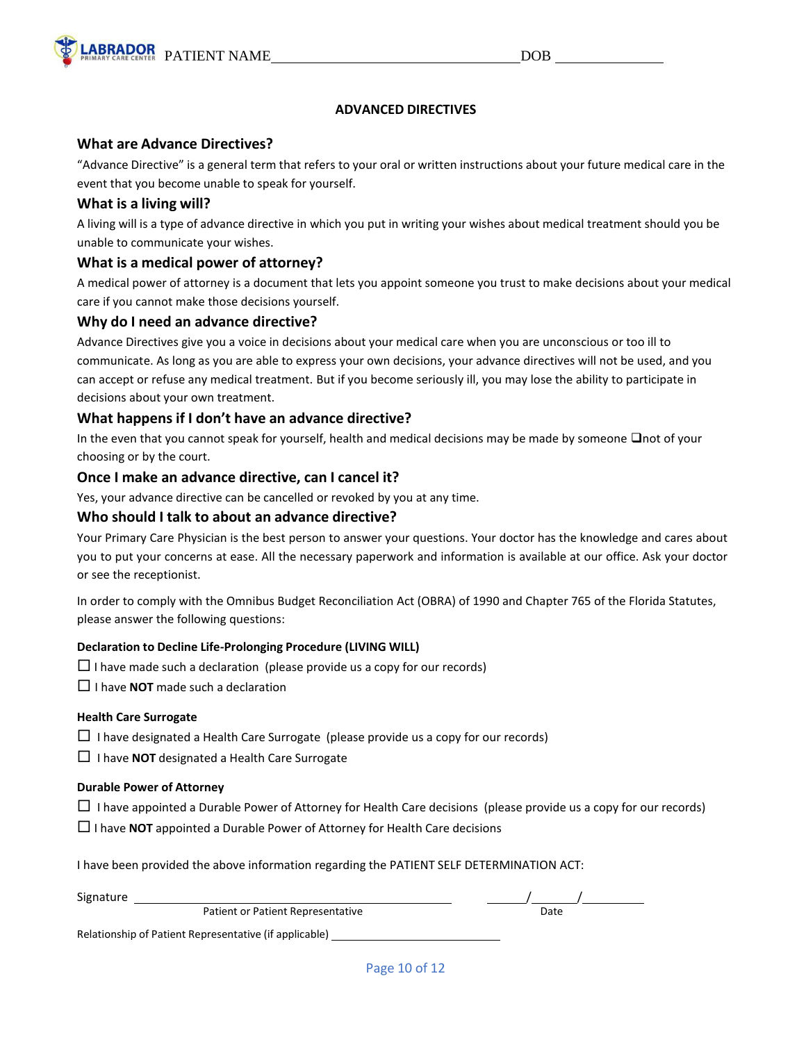PATIENT NAME\_\_\_\_\_\_\_\_\_\_\_\_\_\_\_\_\_\_\_\_\_\_\_\_\_\_\_\_\_\_\_\_\_\_\_\_ DOB \_\_\_\_\_\_\_\_\_\_\_\_\_\_\_

## ADVANCED DIRECTIVES

### What are Advance Directives?

"Advance Directive" is a general term that refers to your oral or written instructions about your future medical care in the event that you become unable to speak for yourself.

### What is a living will?

A living will is a type of advance directive in which you put in writing your wishes about medical treatment should you be unable to communicate your wishes.

### What is a medical power of attorney?

A medical power of attorney is a document that lets you appoint someone you trust to make decisions about your medical care if you cannot make those decisions yourself.

### Why do I need an advance directive?

Advance Directives give you a voice in decisions about your medical care when you are unconscious or too ill to communicate. As long as you are able to express your own decisions, your advance directives will not be used, and you can accept or refuse any medical treatment. But if you become seriously ill, you may lose the ability to participate in decisions about your own treatment.

### What happens if I don't have an advance directive?

In the even that you cannot speak for yourself, health and medical decisions may be made by someone ❑not of your choosing or by the court.

### Once I make an advance directive, can I cancel it?

Yes, your advance directive can be cancelled or revoked by you at any time.

### Who should I talk to about an advance directive?

Your Primary Care Physician is the best person to answer your questions. Your doctor has the knowledge and cares about you to put your concerns at ease. All the necessary paperwork and information is available at our office. Ask your doctor or see the receptionist.

In order to comply with the Omnibus Budget Reconciliation Act (OBRA) of 1990 and Chapter 765 of the Florida Statutes, please answer the following questions:

**Declaration to Decline Life-Prolonging Procedure (LIVING WILL)**

☐ I have made such a declaration (please provide us a copy for our records)

☐ I have **NOT** made such a declaration

**Health Care Surrogate**

☐ I have designated a Health Care Surrogate (please provide us a copy for our records)

☐ I have **NOT** designated a Health Care Surrogate

**Durable Power of Attorney**

☐ I have appointed a Durable Power of Attorney for Health Care decisions (please provide us a copy for our records)

☐ I have **NOT** appointed a Durable Power of Attorney for Health Care decisions

I have been provided the above information regarding the PATIENT SELF DETERMINATION ACT:

Signature \_\_\_\_\_\_\_\_\_\_\_\_\_\_\_\_\_\_\_\_\_\_\_\_\_\_\_\_\_\_\_\_\_\_\_\_\_\_\_\_\_\_\_\_\_\_ \_\_\_\_\_/\_\_\_\_\_/\_\_\_\_\_\_\_\_
Patient or Patient Representative Date

Relationship of Patient Representative (if applicable) \_\_\_\_\_\_\_\_\_\_\_\_\_\_\_\_\_\_\_\_\_\_\_\_\_\_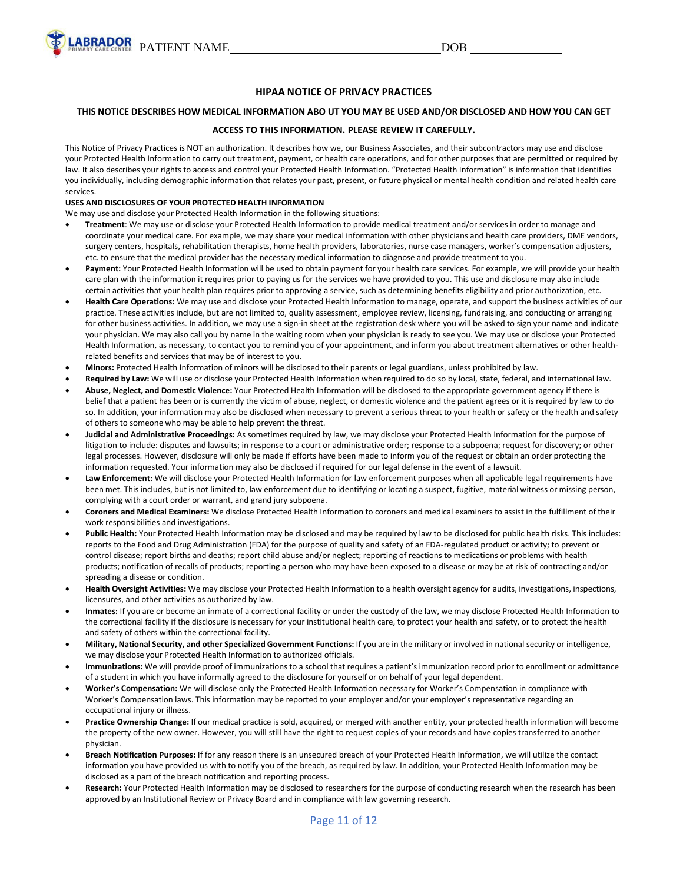PATIENT NAME________________________ DOB ____________

## HIPAA NOTICE OF PRIVACY PRACTICES

### THIS NOTICE DESCRIBES HOW MEDICAL INFORMATION ABO UT YOU MAY BE USED AND/OR DISCLOSED AND HOW YOU CAN GET ACCESS TO THIS INFORMATION. PLEASE REVIEW IT CAREFULLY.

This Notice of Privacy Practices is NOT an authorization. It describes how we, our Business Associates, and their subcontractors may use and disclose your Protected Health Information to carry out treatment, payment, or health care operations, and for other purposes that are permitted or required by law. It also describes your rights to access and control your Protected Health Information. "Protected Health Information" is information that identifies you individually, including demographic information that relates your past, present, or future physical or mental health condition and related health care services.

**USES AND DISCLOSURES OF YOUR PROTECTED HEALTH INFORMATION**

We may use and disclose your Protected Health Information in the following situations:

- **Treatment**: We may use or disclose your Protected Health Information to provide medical treatment and/or services in order to manage and coordinate your medical care. For example, we may share your medical information with other physicians and health care providers, DME vendors, surgery centers, hospitals, rehabilitation therapists, home health providers, laboratories, nurse case managers, worker's compensation adjusters, etc. to ensure that the medical provider has the necessary medical information to diagnose and provide treatment to you.
- **Payment:** Your Protected Health Information will be used to obtain payment for your health care services. For example, we will provide your health care plan with the information it requires prior to paying us for the services we have provided to you. This use and disclosure may also include certain activities that your health plan requires prior to approving a service, such as determining benefits eligibility and prior authorization, etc.
- **Health Care Operations:** We may use and disclose your Protected Health Information to manage, operate, and support the business activities of our practice. These activities include, but are not limited to, quality assessment, employee review, licensing, fundraising, and conducting or arranging for other business activities. In addition, we may use a sign-in sheet at the registration desk where you will be asked to sign your name and indicate your physician. We may also call you by name in the waiting room when your physician is ready to see you. We may use or disclose your Protected Health Information, as necessary, to contact you to remind you of your appointment, and inform you about treatment alternatives or other health-related benefits and services that may be of interest to you.
- **Minors:** Protected Health Information of minors will be disclosed to their parents or legal guardians, unless prohibited by law.
- **Required by Law:** We will use or disclose your Protected Health Information when required to do so by local, state, federal, and international law.
- **Abuse, Neglect, and Domestic Violence:** Your Protected Health Information will be disclosed to the appropriate government agency if there is belief that a patient has been or is currently the victim of abuse, neglect, or domestic violence and the patient agrees or it is required by law to do so. In addition, your information may also be disclosed when necessary to prevent a serious threat to your health or safety or the health and safety of others to someone who may be able to help prevent the threat.
- **Judicial and Administrative Proceedings:** As sometimes required by law, we may disclose your Protected Health Information for the purpose of litigation to include: disputes and lawsuits; in response to a court or administrative order; response to a subpoena; request for discovery; or other legal processes. However, disclosure will only be made if efforts have been made to inform you of the request or obtain an order protecting the information requested. Your information may also be disclosed if required for our legal defense in the event of a lawsuit.
- **Law Enforcement:** We will disclose your Protected Health Information for law enforcement purposes when all applicable legal requirements have been met. This includes, but is not limited to, law enforcement due to identifying or locating a suspect, fugitive, material witness or missing person, complying with a court order or warrant, and grand jury subpoena.
- **Coroners and Medical Examiners:** We disclose Protected Health Information to coroners and medical examiners to assist in the fulfillment of their work responsibilities and investigations.
- **Public Health:** Your Protected Health Information may be disclosed and may be required by law to be disclosed for public health risks. This includes: reports to the Food and Drug Administration (FDA) for the purpose of quality and safety of an FDA-regulated product or activity; to prevent or control disease; report births and deaths; report child abuse and/or neglect; reporting of reactions to medications or problems with health products; notification of recalls of products; reporting a person who may have been exposed to a disease or may be at risk of contracting and/or spreading a disease or condition.
- **Health Oversight Activities:** We may disclose your Protected Health Information to a health oversight agency for audits, investigations, inspections, licensures, and other activities as authorized by law.
- **Inmates:** If you are or become an inmate of a correctional facility or under the custody of the law, we may disclose Protected Health Information to the correctional facility if the disclosure is necessary for your institutional health care, to protect your health and safety, or to protect the health and safety of others within the correctional facility.
- **Military, National Security, and other Specialized Government Functions:** If you are in the military or involved in national security or intelligence, we may disclose your Protected Health Information to authorized officials.
- **Immunizations:** We will provide proof of immunizations to a school that requires a patient's immunization record prior to enrollment or admittance of a student in which you have informally agreed to the disclosure for yourself or on behalf of your legal dependent.
- **Worker's Compensation:** We will disclose only the Protected Health Information necessary for Worker's Compensation in compliance with Worker's Compensation laws. This information may be reported to your employer and/or your employer's representative regarding an occupational injury or illness.
- **Practice Ownership Change:** If our medical practice is sold, acquired, or merged with another entity, your protected health information will become the property of the new owner. However, you will still have the right to request copies of your records and have copies transferred to another physician.
- **Breach Notification Purposes:** If for any reason there is an unsecured breach of your Protected Health Information, we will utilize the contact information you have provided us with to notify you of the breach, as required by law. In addition, your Protected Health Information may be disclosed as a part of the breach notification and reporting process.
- **Research:** Your Protected Health Information may be disclosed to researchers for the purpose of conducting research when the research has been approved by an Institutional Review or Privacy Board and in compliance with law governing research.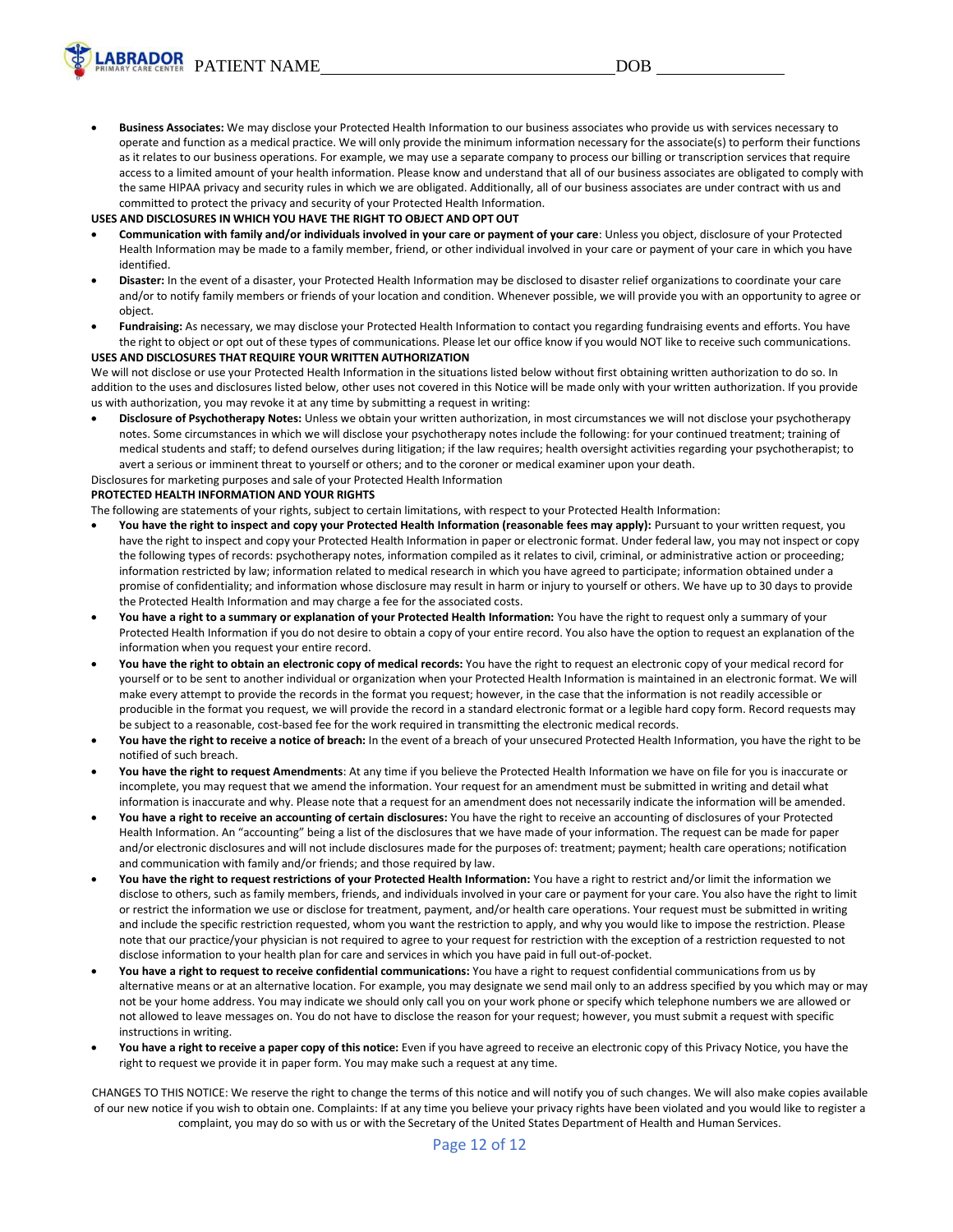- **Business Associates:** We may disclose your Protected Health Information to our business associates who provide us with services necessary to operate and function as a medical practice. We will only provide the minimum information necessary for the associate(s) to perform their functions as it relates to our business operations. For example, we may use a separate company to process our billing or transcription services that require access to a limited amount of your health information. Please know and understand that all of our business associates are obligated to comply with the same HIPAA privacy and security rules in which we are obligated. Additionally, all of our business associates are under contract with us and committed to protect the privacy and security of your Protected Health Information.

**USES AND DISCLOSURES IN WHICH YOU HAVE THE RIGHT TO OBJECT AND OPT OUT**

- **Communication with family and/or individuals involved in your care or payment of your care**: Unless you object, disclosure of your Protected Health Information may be made to a family member, friend, or other individual involved in your care or payment of your care in which you have identified.
- **Disaster:** In the event of a disaster, your Protected Health Information may be disclosed to disaster relief organizations to coordinate your care and/or to notify family members or friends of your location and condition. Whenever possible, we will provide you with an opportunity to agree or object.
- **Fundraising:** As necessary, we may disclose your Protected Health Information to contact you regarding fundraising events and efforts. You have the right to object or opt out of these types of communications. Please let our office know if you would NOT like to receive such communications.

**USES AND DISCLOSURES THAT REQUIRE YOUR WRITTEN AUTHORIZATION**

We will not disclose or use your Protected Health Information in the situations listed below without first obtaining written authorization to do so. In addition to the uses and disclosures listed below, other uses not covered in this Notice will be made only with your written authorization. If you provide us with authorization, you may revoke it at any time by submitting a request in writing:

- **Disclosure of Psychotherapy Notes:** Unless we obtain your written authorization, in most circumstances we will not disclose your psychotherapy notes. Some circumstances in which we will disclose your psychotherapy notes include the following: for your continued treatment; training of medical students and staff; to defend ourselves during litigation; if the law requires; health oversight activities regarding your psychotherapist; to avert a serious or imminent threat to yourself or others; and to the coroner or medical examiner upon your death.

Disclosures for marketing purposes and sale of your Protected Health Information

**PROTECTED HEALTH INFORMATION AND YOUR RIGHTS**

The following are statements of your rights, subject to certain limitations, with respect to your Protected Health Information:

- **You have the right to inspect and copy your Protected Health Information (reasonable fees may apply):** Pursuant to your written request, you have the right to inspect and copy your Protected Health Information in paper or electronic format. Under federal law, you may not inspect or copy the following types of records: psychotherapy notes, information compiled as it relates to civil, criminal, or administrative action or proceeding; information restricted by law; information related to medical research in which you have agreed to participate; information obtained under a promise of confidentiality; and information whose disclosure may result in harm or injury to yourself or others. We have up to 30 days to provide the Protected Health Information and may charge a fee for the associated costs.
- **You have a right to a summary or explanation of your Protected Health Information:** You have the right to request only a summary of your Protected Health Information if you do not desire to obtain a copy of your entire record. You also have the option to request an explanation of the information when you request your entire record.
- **You have the right to obtain an electronic copy of medical records:** You have the right to request an electronic copy of your medical record for yourself or to be sent to another individual or organization when your Protected Health Information is maintained in an electronic format. We will make every attempt to provide the records in the format you request; however, in the case that the information is not readily accessible or producible in the format you request, we will provide the record in a standard electronic format or a legible hard copy form. Record requests may be subject to a reasonable, cost-based fee for the work required in transmitting the electronic medical records.
- **You have the right to receive a notice of breach:** In the event of a breach of your unsecured Protected Health Information, you have the right to be notified of such breach.
- **You have the right to request Amendments**: At any time if you believe the Protected Health Information we have on file for you is inaccurate or incomplete, you may request that we amend the information. Your request for an amendment must be submitted in writing and detail what information is inaccurate and why. Please note that a request for an amendment does not necessarily indicate the information will be amended.
- **You have a right to receive an accounting of certain disclosures:** You have the right to receive an accounting of disclosures of your Protected Health Information. An "accounting" being a list of the disclosures that we have made of your information. The request can be made for paper and/or electronic disclosures and will not include disclosures made for the purposes of: treatment; payment; health care operations; notification and communication with family and/or friends; and those required by law.
- **You have the right to request restrictions of your Protected Health Information:** You have a right to restrict and/or limit the information we disclose to others, such as family members, friends, and individuals involved in your care or payment for your care. You also have the right to limit or restrict the information we use or disclose for treatment, payment, and/or health care operations. Your request must be submitted in writing and include the specific restriction requested, whom you want the restriction to apply, and why you would like to impose the restriction. Please note that our practice/your physician is not required to agree to your request for restriction with the exception of a restriction requested to not disclose information to your health plan for care and services in which you have paid in full out-of-pocket.
- **You have a right to request to receive confidential communications:** You have a right to request confidential communications from us by alternative means or at an alternative location. For example, you may designate we send mail only to an address specified by you which may or may not be your home address. You may indicate we should only call you on your work phone or specify which telephone numbers we are allowed or not allowed to leave messages on. You do not have to disclose the reason for your request; however, you must submit a request with specific instructions in writing.
- **You have a right to receive a paper copy of this notice:** Even if you have agreed to receive an electronic copy of this Privacy Notice, you have the right to request we provide it in paper form. You may make such a request at any time.

CHANGES TO THIS NOTICE: We reserve the right to change the terms of this notice and will notify you of such changes. We will also make copies available of our new notice if you wish to obtain one. Complaints: If at any time you believe your privacy rights have been violated and you would like to register a complaint, you may do so with us or with the Secretary of the United States Department of Health and Human Services.